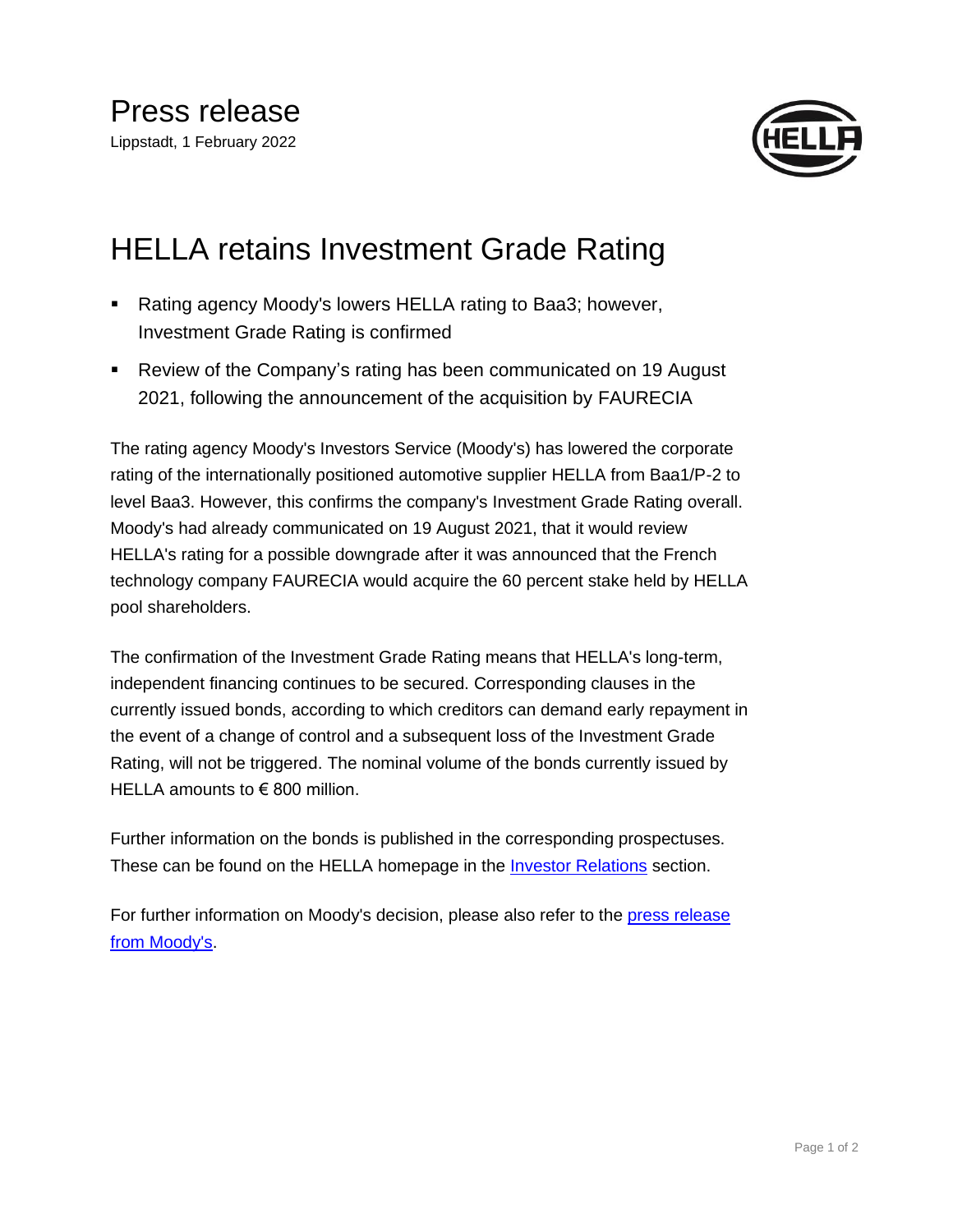# Press release

Lippstadt, 1 February 2022

# HELLA retains Investment Grade Rating

- Rating agency Moody's lowers HELLA rating to Baa3; however, Investment Grade Rating is confirmed
- Review of the Company's rating has been communicated on 19 August 2021, following the announcement of the acquisition by FAURECIA

The rating agency Moody's Investors Service (Moody's) has lowered the corporate rating of the internationally positioned automotive supplier HELLA from Baa1/P-2 to level Baa3. However, this confirms the company's Investment Grade Rating overall. Moody's had already communicated on 19 August 2021, that it would review HELLA's rating for a possible downgrade after it was announced that the French technology company FAURECIA would acquire the 60 percent stake held by HELLA pool shareholders.

The confirmation of the Investment Grade Rating means that HELLA's long-term, independent financing continues to be secured. Corresponding clauses in the currently issued bonds, according to which creditors can demand early repayment in the event of a change of control and a subsequent loss of the Investment Grade Rating, will not be triggered. The nominal volume of the bonds currently issued by HELLA amounts to € 800 million.

Further information on the bonds is published in the corresponding prospectuses. These can be found on the HELLA homepage in the Investor Relations section.

For further information on Moody's decision, please also refer to the press release from Moody's.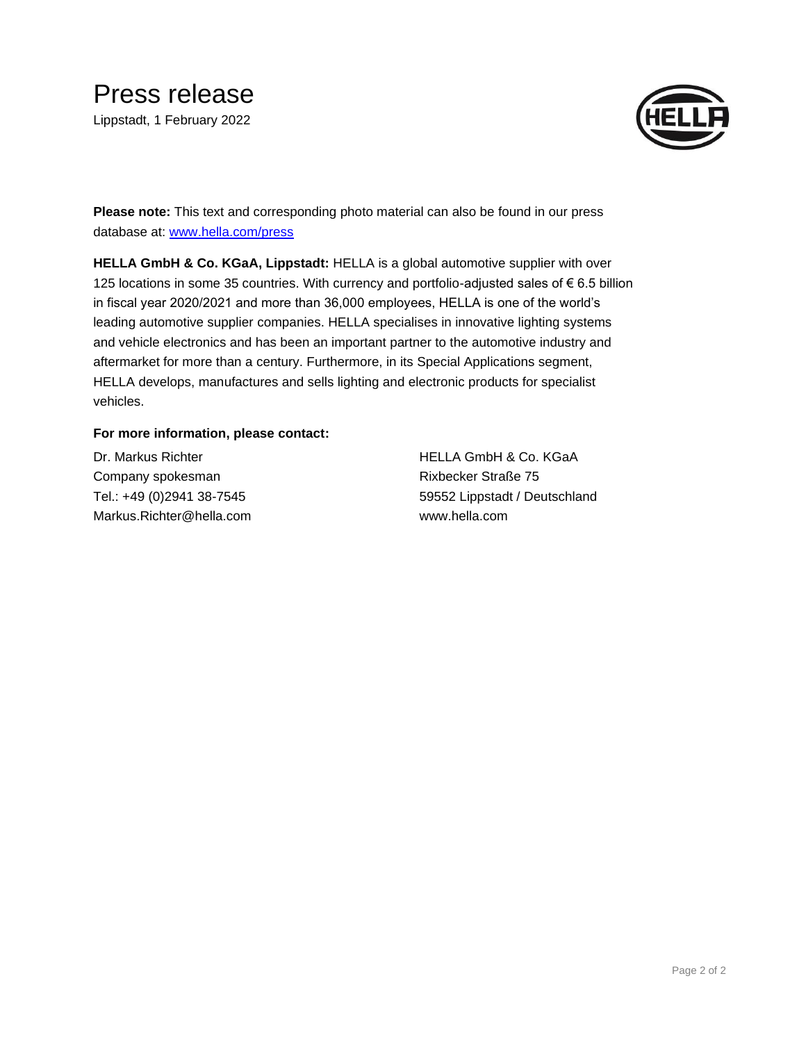# Press release

Lippstadt, 1 February 2022

**Please note:** This text and corresponding photo material can also be found in our press database at: www.hella.com/press

**HELLA GmbH & Co. KGaA, Lippstadt:** HELLA is a global automotive supplier with over 125 locations in some 35 countries. With currency and portfolio-adjusted sales of € 6.5 billion in fiscal year 2020/2021 and more than 36,000 employees, HELLA is one of the world's leading automotive supplier companies. HELLA specialises in innovative lighting systems and vehicle electronics and has been an important partner to the automotive industry and aftermarket for more than a century. Furthermore, in its Special Applications segment, HELLA develops, manufactures and sells lighting and electronic products for specialist vehicles.

**For more information, please contact:**

Dr. Markus Richter
Company spokesman
Tel.: +49 (0)2941 38-7545
Markus.Richter@hella.com

HELLA GmbH & Co. KGaA
Rixbecker Straße 75
59552 Lippstadt / Deutschland
www.hella.com